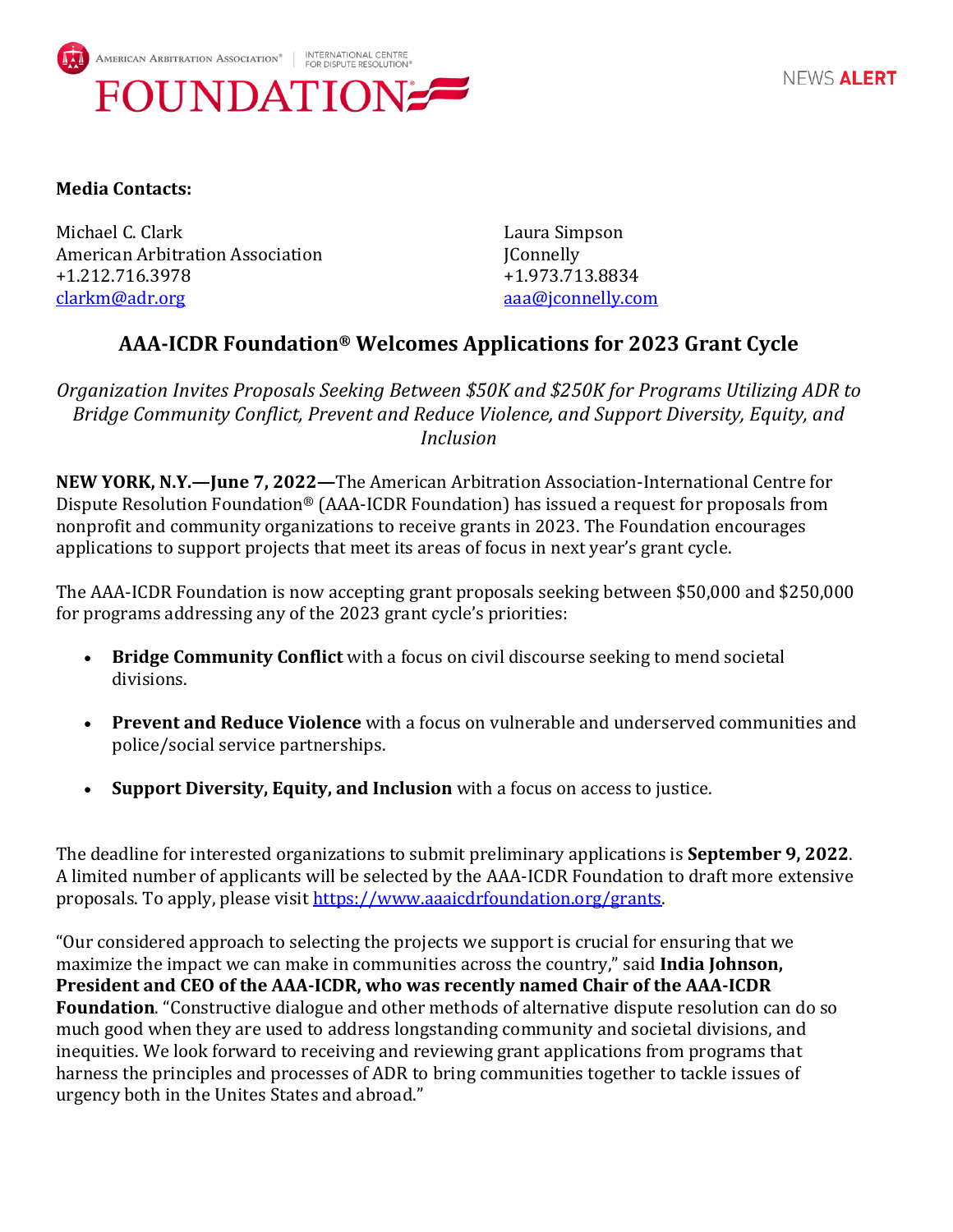AMERICAN ARBITRATION ASSOCIATION® | INTERNATIONAL CENTRE FOR DISPUTE RESOLUTION®

FOUNDATION

NEWS **ALERT**

**Media Contacts:**

Michael C. Clark
American Arbitration Association
+1.212.716.3978
clarkm@adr.org

Laura Simpson
JConnelly
+1.973.713.8834
aaa@jconnelly.com

## AAA-ICDR Foundation® Welcomes Applications for 2023 Grant Cycle

*Organization Invites Proposals Seeking Between $50K and $250K for Programs Utilizing ADR to Bridge Community Conflict, Prevent and Reduce Violence, and Support Diversity, Equity, and Inclusion*

**NEW YORK, N.Y.—June 7, 2022—**The American Arbitration Association-International Centre for Dispute Resolution Foundation® (AAA-ICDR Foundation) has issued a request for proposals from nonprofit and community organizations to receive grants in 2023. The Foundation encourages applications to support projects that meet its areas of focus in next year's grant cycle.

The AAA-ICDR Foundation is now accepting grant proposals seeking between $50,000 and $250,000 for programs addressing any of the 2023 grant cycle's priorities:

- **Bridge Community Conflict** with a focus on civil discourse seeking to mend societal divisions.
- **Prevent and Reduce Violence** with a focus on vulnerable and underserved communities and police/social service partnerships.
- **Support Diversity, Equity, and Inclusion** with a focus on access to justice.

The deadline for interested organizations to submit preliminary applications is **September 9, 2022**. A limited number of applicants will be selected by the AAA-ICDR Foundation to draft more extensive proposals. To apply, please visit https://www.aaaicdrfoundation.org/grants.

"Our considered approach to selecting the projects we support is crucial for ensuring that we maximize the impact we can make in communities across the country," said **India Johnson, President and CEO of the AAA-ICDR, who was recently named Chair of the AAA-ICDR Foundation**. "Constructive dialogue and other methods of alternative dispute resolution can do so much good when they are used to address longstanding community and societal divisions, and inequities. We look forward to receiving and reviewing grant applications from programs that harness the principles and processes of ADR to bring communities together to tackle issues of urgency both in the Unites States and abroad."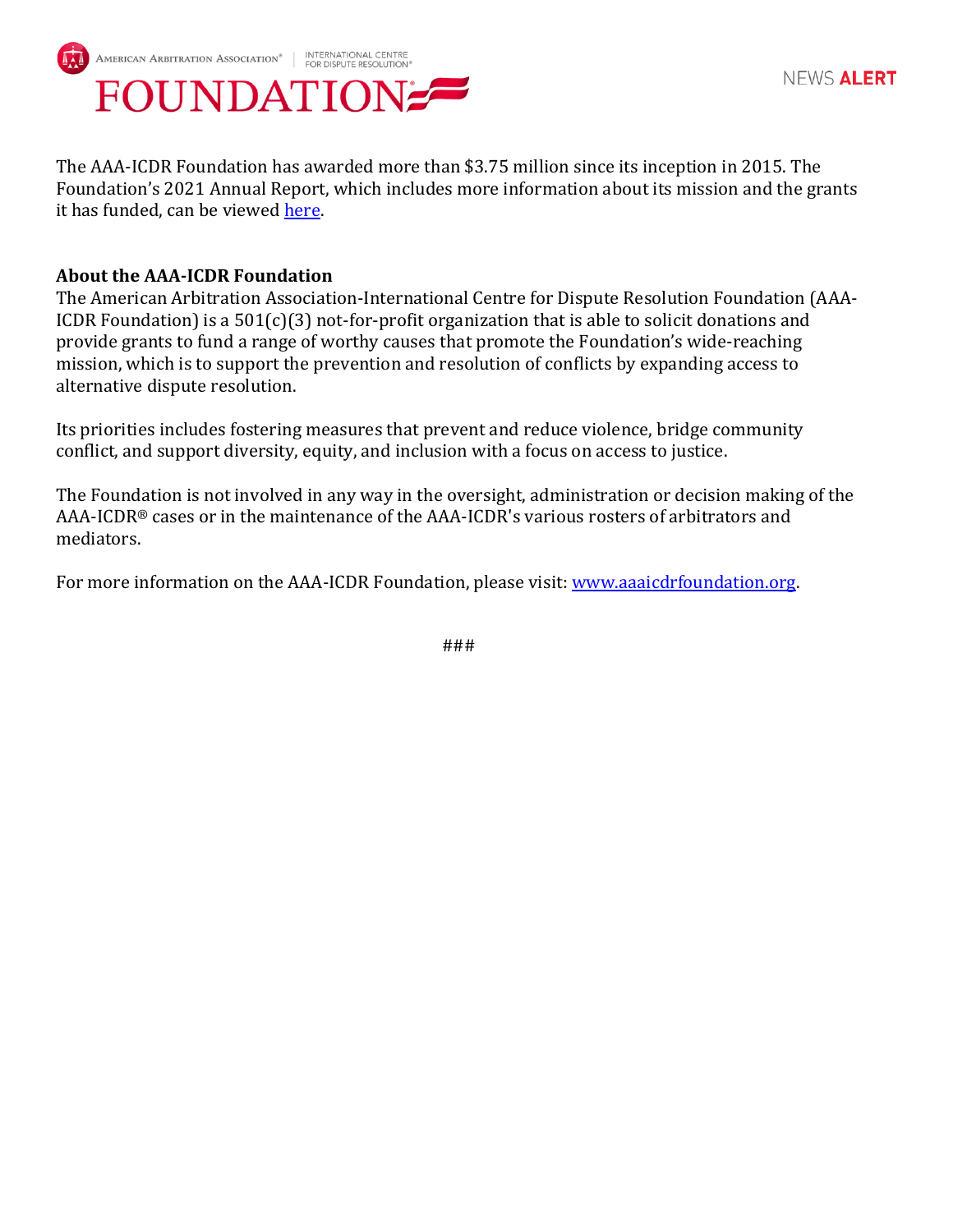The AAA-ICDR Foundation has awarded more than $3.75 million since its inception in 2015. The Foundation's 2021 Annual Report, which includes more information about its mission and the grants it has funded, can be viewed here.

**About the AAA-ICDR Foundation**

The American Arbitration Association-International Centre for Dispute Resolution Foundation (AAA-ICDR Foundation) is a 501(c)(3) not-for-profit organization that is able to solicit donations and provide grants to fund a range of worthy causes that promote the Foundation's wide-reaching mission, which is to support the prevention and resolution of conflicts by expanding access to alternative dispute resolution.

Its priorities includes fostering measures that prevent and reduce violence, bridge community conflict, and support diversity, equity, and inclusion with a focus on access to justice.

The Foundation is not involved in any way in the oversight, administration or decision making of the AAA-ICDR® cases or in the maintenance of the AAA-ICDR's various rosters of arbitrators and mediators.

For more information on the AAA-ICDR Foundation, please visit: www.aaaicdrfoundation.org.

###